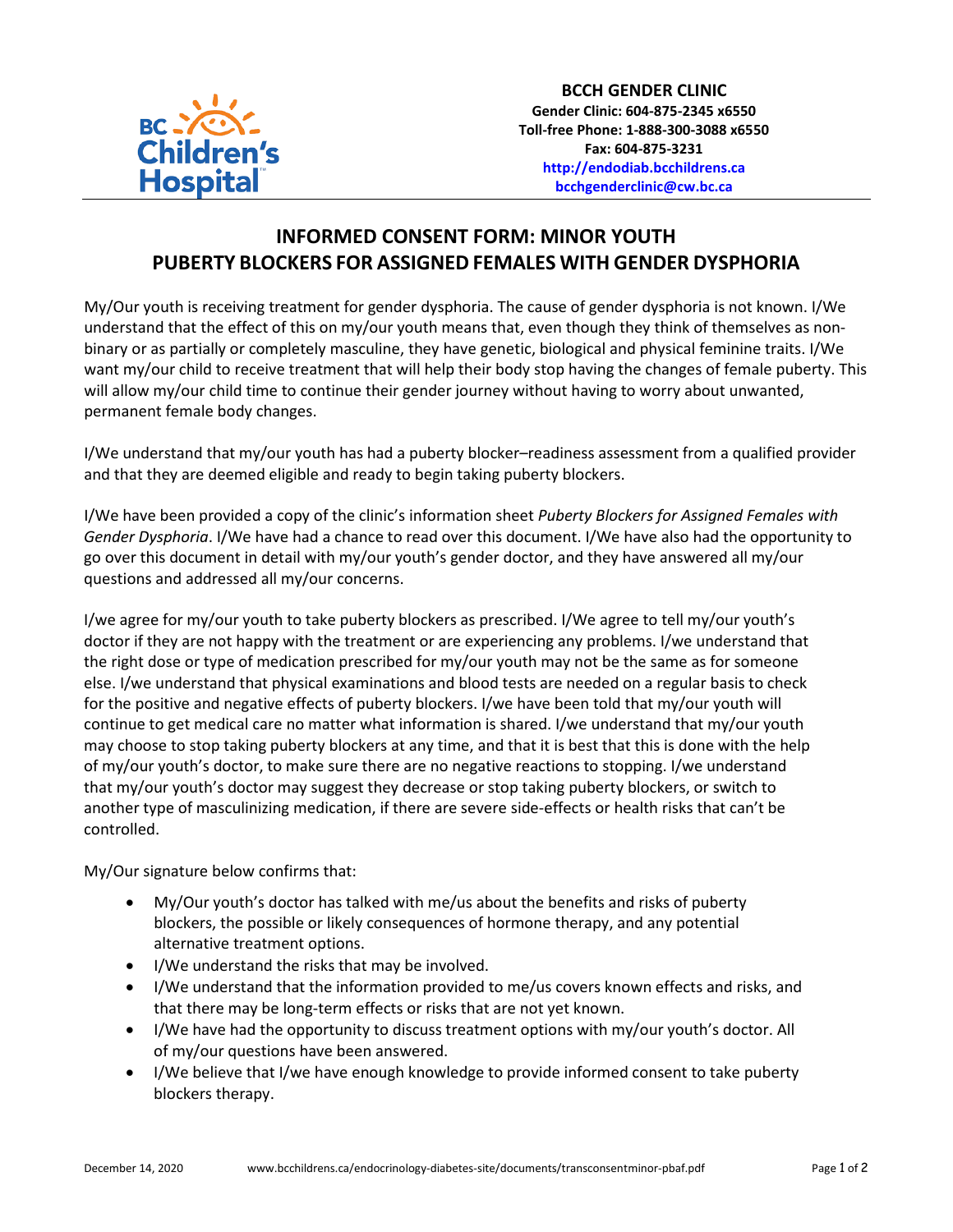BC Children's Hospital

**BCCH GENDER CLINIC**
**Gender Clinic: 604-875-2345 x6550**
**Toll-free Phone: 1-888-300-3088 x6550**
**Fax: 604-875-3231**
**http://endodiab.bcchildrens.ca**
**bcchgenderclinic@cw.bc.ca**

# INFORMED CONSENT FORM: MINOR YOUTH PUBERTY BLOCKERS FOR ASSIGNED FEMALES WITH GENDER DYSPHORIA

My/Our youth is receiving treatment for gender dysphoria. The cause of gender dysphoria is not known. I/We understand that the effect of this on my/our youth means that, even though they think of themselves as non-binary or as partially or completely masculine, they have genetic, biological and physical feminine traits. I/We want my/our child to receive treatment that will help their body stop having the changes of female puberty. This will allow my/our child time to continue their gender journey without having to worry about unwanted, permanent female body changes.

I/We understand that my/our youth has had a puberty blocker–readiness assessment from a qualified provider and that they are deemed eligible and ready to begin taking puberty blockers.

I/We have been provided a copy of the clinic's information sheet *Puberty Blockers for Assigned Females with Gender Dysphoria*. I/We have had a chance to read over this document. I/We have also had the opportunity to go over this document in detail with my/our youth's gender doctor, and they have answered all my/our questions and addressed all my/our concerns.

I/we agree for my/our youth to take puberty blockers as prescribed. I/We agree to tell my/our youth's doctor if they are not happy with the treatment or are experiencing any problems. I/we understand that the right dose or type of medication prescribed for my/our youth may not be the same as for someone else. I/we understand that physical examinations and blood tests are needed on a regular basis to check for the positive and negative effects of puberty blockers. I/we have been told that my/our youth will continue to get medical care no matter what information is shared. I/we understand that my/our youth may choose to stop taking puberty blockers at any time, and that it is best that this is done with the help of my/our youth's doctor, to make sure there are no negative reactions to stopping. I/we understand that my/our youth's doctor may suggest they decrease or stop taking puberty blockers, or switch to another type of masculinizing medication, if there are severe side-effects or health risks that can't be controlled.

My/Our signature below confirms that:

- My/Our youth's doctor has talked with me/us about the benefits and risks of puberty blockers, the possible or likely consequences of hormone therapy, and any potential alternative treatment options.
- I/We understand the risks that may be involved.
- I/We understand that the information provided to me/us covers known effects and risks, and that there may be long-term effects or risks that are not yet known.
- I/We have had the opportunity to discuss treatment options with my/our youth's doctor. All of my/our questions have been answered.
- I/We believe that I/we have enough knowledge to provide informed consent to take puberty blockers therapy.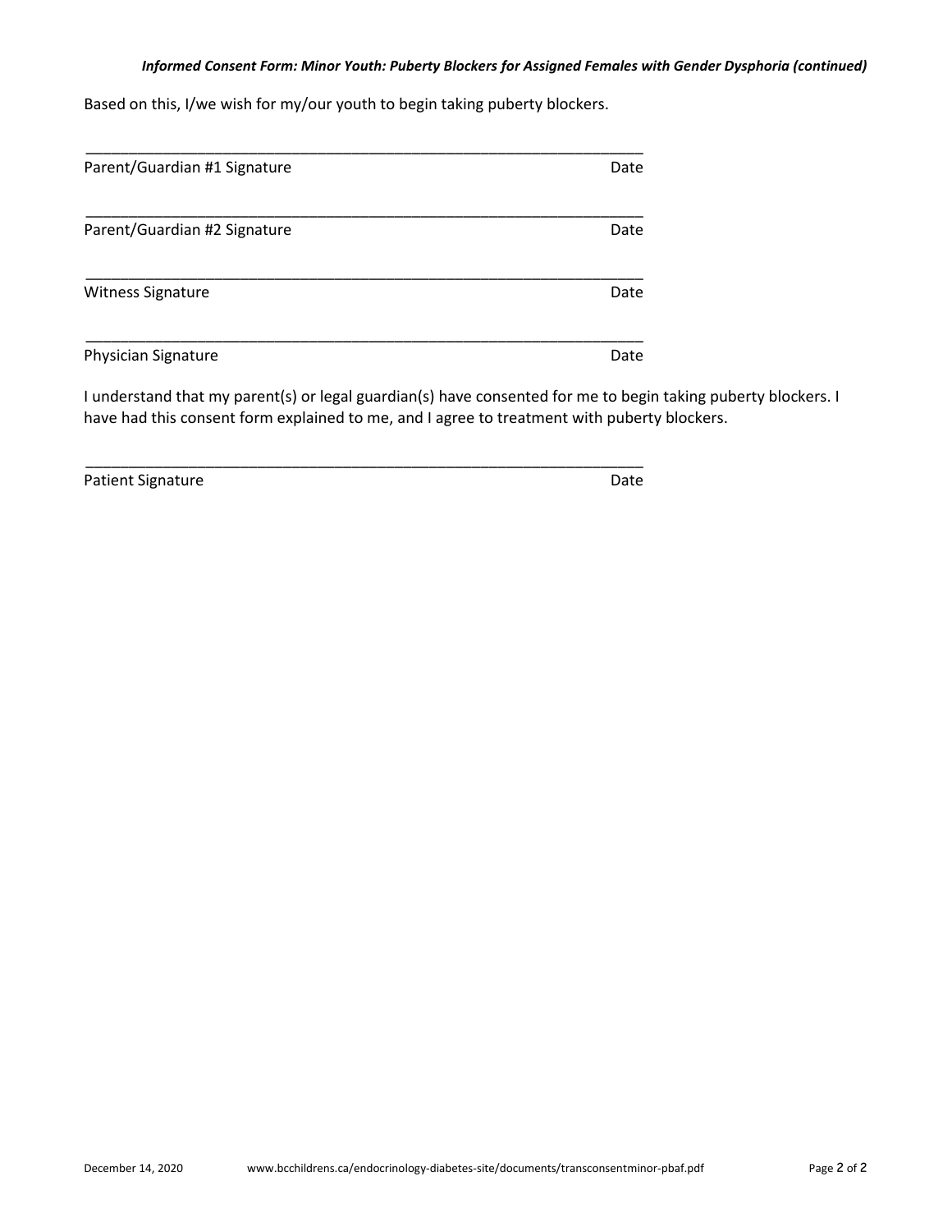Based on this, I/we wish for my/our youth to begin taking puberty blockers.

\_\_\_\_\_\_\_\_\_\_\_\_\_\_\_\_\_\_\_\_\_\_\_\_\_\_\_\_\_\_\_\_\_\_\_\_\_\_\_\_\_\_\_\_\_\_\_\_\_\_\_\_\_\_\_\_\_\_\_\_

Parent/Guardian #1 Signature Date

\_\_\_\_\_\_\_\_\_\_\_\_\_\_\_\_\_\_\_\_\_\_\_\_\_\_\_\_\_\_\_\_\_\_\_\_\_\_\_\_\_\_\_\_\_\_\_\_\_\_\_\_\_\_\_\_\_\_\_\_

Parent/Guardian #2 Signature Date

\_\_\_\_\_\_\_\_\_\_\_\_\_\_\_\_\_\_\_\_\_\_\_\_\_\_\_\_\_\_\_\_\_\_\_\_\_\_\_\_\_\_\_\_\_\_\_\_\_\_\_\_\_\_\_\_\_\_\_\_

Witness Signature Date

\_\_\_\_\_\_\_\_\_\_\_\_\_\_\_\_\_\_\_\_\_\_\_\_\_\_\_\_\_\_\_\_\_\_\_\_\_\_\_\_\_\_\_\_\_\_\_\_\_\_\_\_\_\_\_\_\_\_\_\_

Physician Signature Date

I understand that my parent(s) or legal guardian(s) have consented for me to begin taking puberty blockers. I have had this consent form explained to me, and I agree to treatment with puberty blockers.

\_\_\_\_\_\_\_\_\_\_\_\_\_\_\_\_\_\_\_\_\_\_\_\_\_\_\_\_\_\_\_\_\_\_\_\_\_\_\_\_\_\_\_\_\_\_\_\_\_\_\_\_\_\_\_\_\_\_\_\_

Patient Signature Date